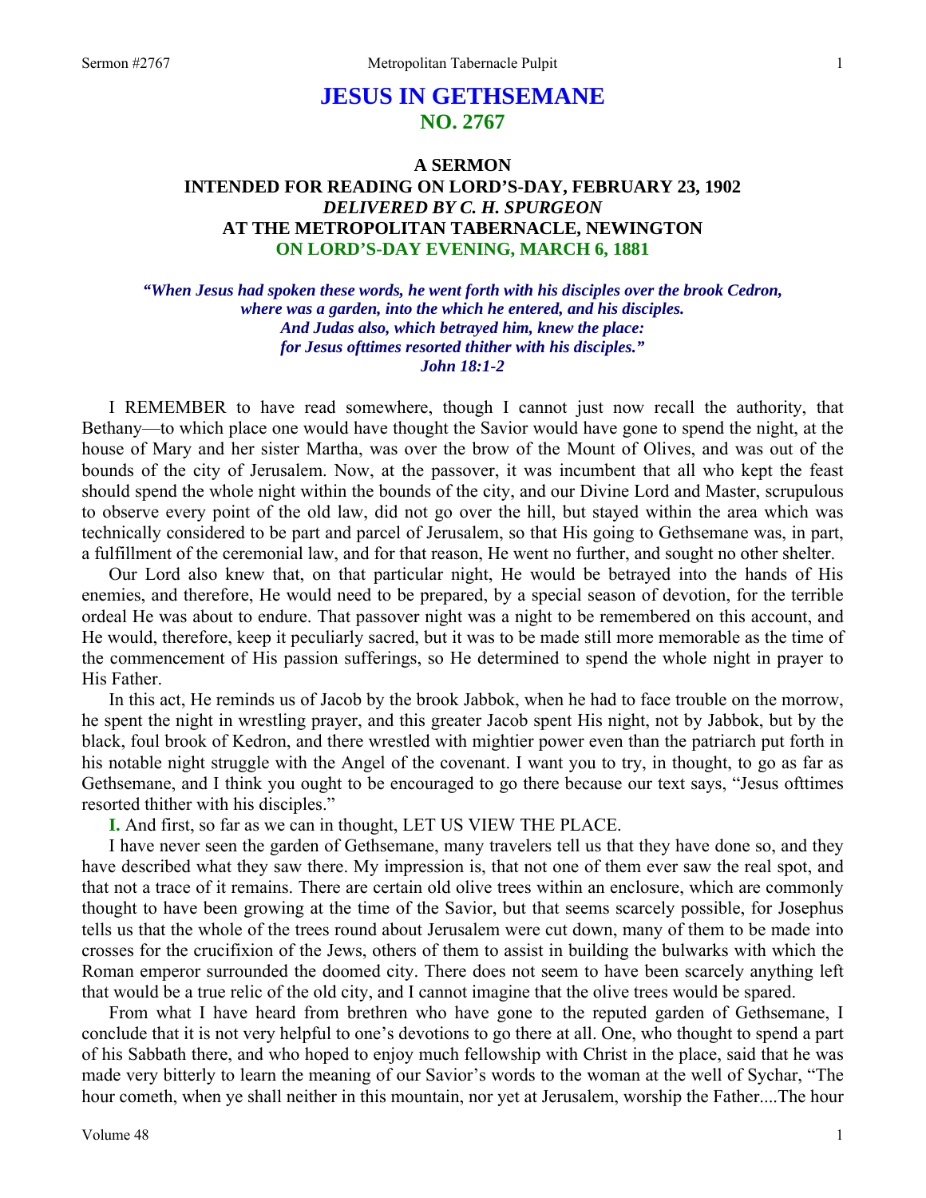# JESUS IN GETHSEMANE
## NO. 2767

### A SERMON
### INTENDED FOR READING ON LORD'S-DAY, FEBRUARY 23, 1902
### *DELIVERED BY C. H. SPURGEON*
### AT THE METROPOLITAN TABERNACLE, NEWINGTON
### ON LORD'S-DAY EVENING, MARCH 6, 1881

***"When Jesus had spoken these words, he went forth with his disciples over the brook Cedron, where was a garden, into the which he entered, and his disciples. And Judas also, which betrayed him, knew the place: for Jesus ofttimes resorted thither with his disciples." John 18:1-2***

I REMEMBER to have read somewhere, though I cannot just now recall the authority, that Bethany—to which place one would have thought the Savior would have gone to spend the night, at the house of Mary and her sister Martha, was over the brow of the Mount of Olives, and was out of the bounds of the city of Jerusalem. Now, at the passover, it was incumbent that all who kept the feast should spend the whole night within the bounds of the city, and our Divine Lord and Master, scrupulous to observe every point of the old law, did not go over the hill, but stayed within the area which was technically considered to be part and parcel of Jerusalem, so that His going to Gethsemane was, in part, a fulfillment of the ceremonial law, and for that reason, He went no further, and sought no other shelter.

Our Lord also knew that, on that particular night, He would be betrayed into the hands of His enemies, and therefore, He would need to be prepared, by a special season of devotion, for the terrible ordeal He was about to endure. That passover night was a night to be remembered on this account, and He would, therefore, keep it peculiarly sacred, but it was to be made still more memorable as the time of the commencement of His passion sufferings, so He determined to spend the whole night in prayer to His Father.

In this act, He reminds us of Jacob by the brook Jabbok, when he had to face trouble on the morrow, he spent the night in wrestling prayer, and this greater Jacob spent His night, not by Jabbok, but by the black, foul brook of Kedron, and there wrestled with mightier power even than the patriarch put forth in his notable night struggle with the Angel of the covenant. I want you to try, in thought, to go as far as Gethsemane, and I think you ought to be encouraged to go there because our text says, "Jesus ofttimes resorted thither with his disciples."

**I.** And first, so far as we can in thought, LET US VIEW THE PLACE.

I have never seen the garden of Gethsemane, many travelers tell us that they have done so, and they have described what they saw there. My impression is, that not one of them ever saw the real spot, and that not a trace of it remains. There are certain old olive trees within an enclosure, which are commonly thought to have been growing at the time of the Savior, but that seems scarcely possible, for Josephus tells us that the whole of the trees round about Jerusalem were cut down, many of them to be made into crosses for the crucifixion of the Jews, others of them to assist in building the bulwarks with which the Roman emperor surrounded the doomed city. There does not seem to have been scarcely anything left that would be a true relic of the old city, and I cannot imagine that the olive trees would be spared.

From what I have heard from brethren who have gone to the reputed garden of Gethsemane, I conclude that it is not very helpful to one's devotions to go there at all. One, who thought to spend a part of his Sabbath there, and who hoped to enjoy much fellowship with Christ in the place, said that he was made very bitterly to learn the meaning of our Savior's words to the woman at the well of Sychar, "The hour cometh, when ye shall neither in this mountain, nor yet at Jerusalem, worship the Father....The hour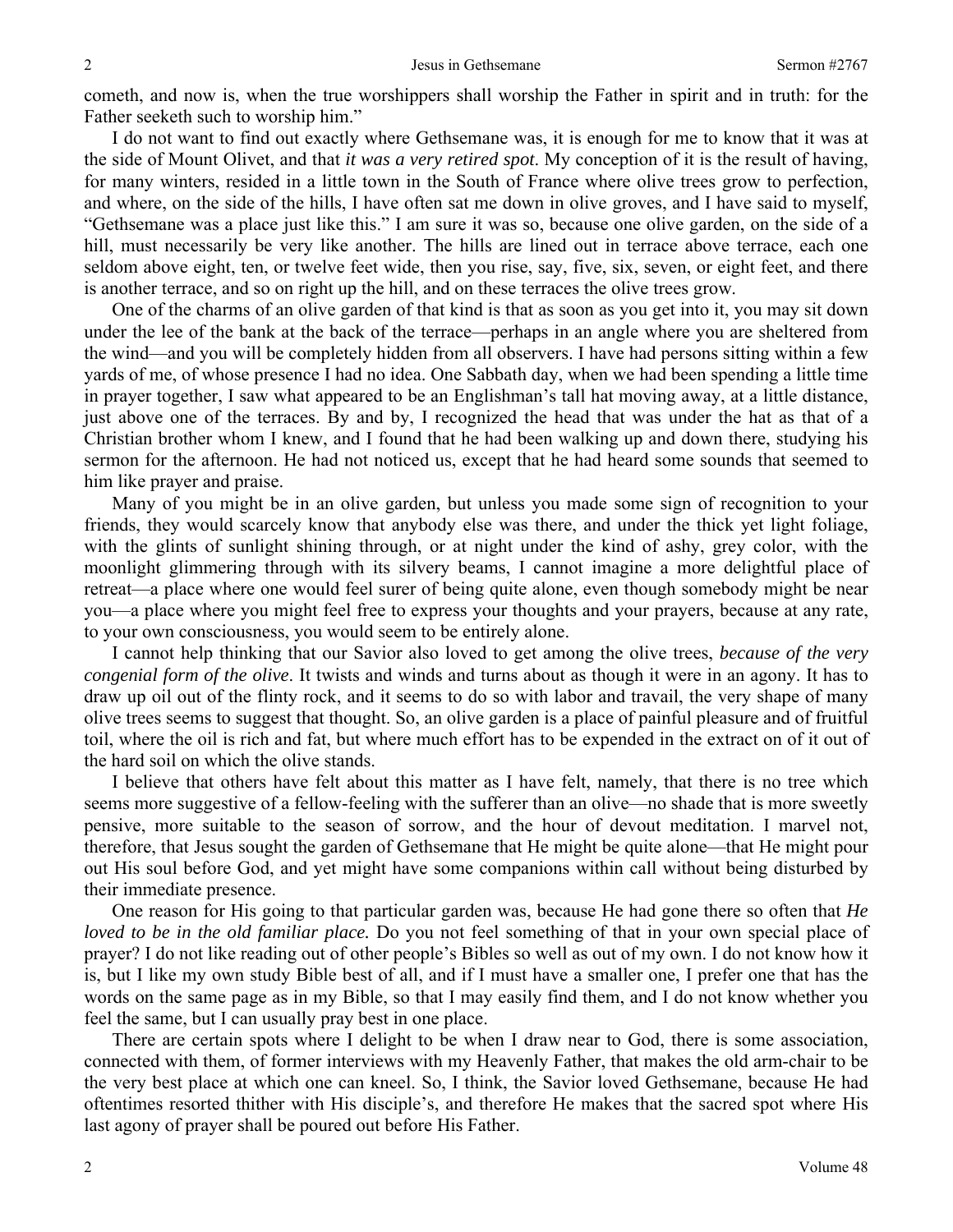cometh, and now is, when the true worshippers shall worship the Father in spirit and in truth: for the Father seeketh such to worship him."

I do not want to find out exactly where Gethsemane was, it is enough for me to know that it was at the side of Mount Olivet, and that *it was a very retired spot*. My conception of it is the result of having, for many winters, resided in a little town in the South of France where olive trees grow to perfection, and where, on the side of the hills, I have often sat me down in olive groves, and I have said to myself, "Gethsemane was a place just like this." I am sure it was so, because one olive garden, on the side of a hill, must necessarily be very like another. The hills are lined out in terrace above terrace, each one seldom above eight, ten, or twelve feet wide, then you rise, say, five, six, seven, or eight feet, and there is another terrace, and so on right up the hill, and on these terraces the olive trees grow.

One of the charms of an olive garden of that kind is that as soon as you get into it, you may sit down under the lee of the bank at the back of the terrace—perhaps in an angle where you are sheltered from the wind—and you will be completely hidden from all observers. I have had persons sitting within a few yards of me, of whose presence I had no idea. One Sabbath day, when we had been spending a little time in prayer together, I saw what appeared to be an Englishman's tall hat moving away, at a little distance, just above one of the terraces. By and by, I recognized the head that was under the hat as that of a Christian brother whom I knew, and I found that he had been walking up and down there, studying his sermon for the afternoon. He had not noticed us, except that he had heard some sounds that seemed to him like prayer and praise.

Many of you might be in an olive garden, but unless you made some sign of recognition to your friends, they would scarcely know that anybody else was there, and under the thick yet light foliage, with the glints of sunlight shining through, or at night under the kind of ashy, grey color, with the moonlight glimmering through with its silvery beams, I cannot imagine a more delightful place of retreat—a place where one would feel surer of being quite alone, even though somebody might be near you—a place where you might feel free to express your thoughts and your prayers, because at any rate, to your own consciousness, you would seem to be entirely alone.

I cannot help thinking that our Savior also loved to get among the olive trees, *because of the very congenial form of the olive*. It twists and winds and turns about as though it were in an agony. It has to draw up oil out of the flinty rock, and it seems to do so with labor and travail, the very shape of many olive trees seems to suggest that thought. So, an olive garden is a place of painful pleasure and of fruitful toil, where the oil is rich and fat, but where much effort has to be expended in the extract on of it out of the hard soil on which the olive stands.

I believe that others have felt about this matter as I have felt, namely, that there is no tree which seems more suggestive of a fellow-feeling with the sufferer than an olive—no shade that is more sweetly pensive, more suitable to the season of sorrow, and the hour of devout meditation. I marvel not, therefore, that Jesus sought the garden of Gethsemane that He might be quite alone—that He might pour out His soul before God, and yet might have some companions within call without being disturbed by their immediate presence.

One reason for His going to that particular garden was, because He had gone there so often that *He loved to be in the old familiar place.* Do you not feel something of that in your own special place of prayer? I do not like reading out of other people's Bibles so well as out of my own. I do not know how it is, but I like my own study Bible best of all, and if I must have a smaller one, I prefer one that has the words on the same page as in my Bible, so that I may easily find them, and I do not know whether you feel the same, but I can usually pray best in one place.

There are certain spots where I delight to be when I draw near to God, there is some association, connected with them, of former interviews with my Heavenly Father, that makes the old arm-chair to be the very best place at which one can kneel. So, I think, the Savior loved Gethsemane, because He had oftentimes resorted thither with His disciple's, and therefore He makes that the sacred spot where His last agony of prayer shall be poured out before His Father.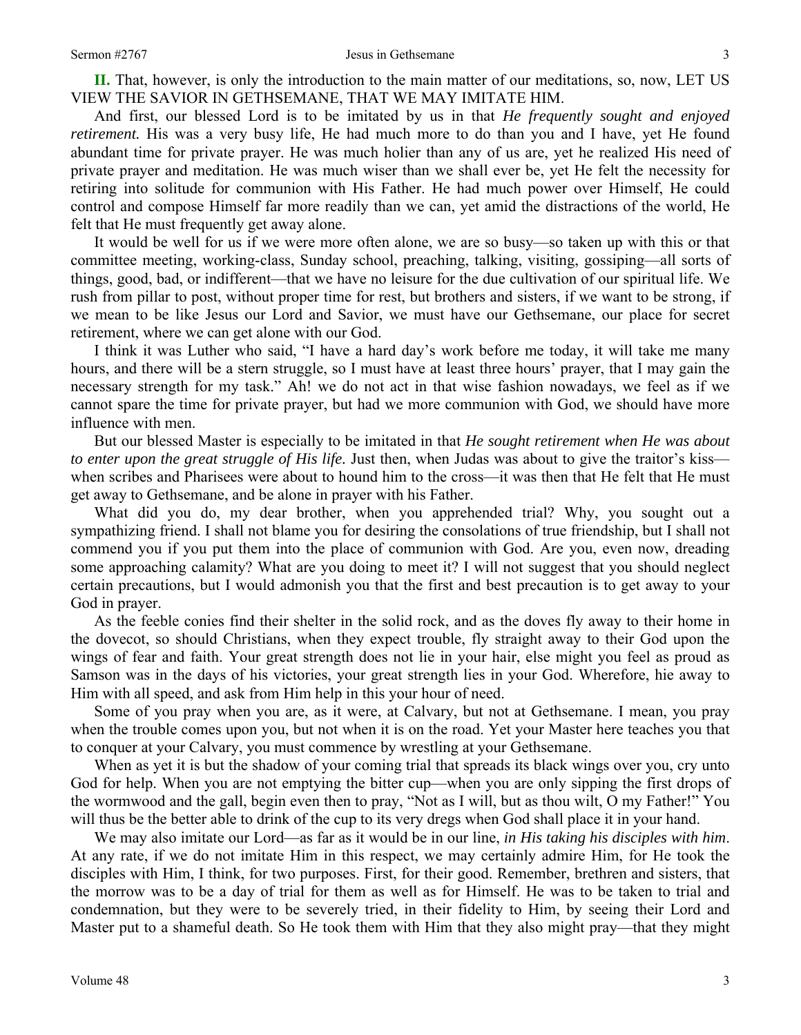**II.** That, however, is only the introduction to the main matter of our meditations, so, now, LET US VIEW THE SAVIOR IN GETHSEMANE, THAT WE MAY IMITATE HIM.

And first, our blessed Lord is to be imitated by us in that *He frequently sought and enjoyed retirement.* His was a very busy life, He had much more to do than you and I have, yet He found abundant time for private prayer. He was much holier than any of us are, yet he realized His need of private prayer and meditation. He was much wiser than we shall ever be, yet He felt the necessity for retiring into solitude for communion with His Father. He had much power over Himself, He could control and compose Himself far more readily than we can, yet amid the distractions of the world, He felt that He must frequently get away alone.

It would be well for us if we were more often alone, we are so busy—so taken up with this or that committee meeting, working-class, Sunday school, preaching, talking, visiting, gossiping—all sorts of things, good, bad, or indifferent—that we have no leisure for the due cultivation of our spiritual life. We rush from pillar to post, without proper time for rest, but brothers and sisters, if we want to be strong, if we mean to be like Jesus our Lord and Savior, we must have our Gethsemane, our place for secret retirement, where we can get alone with our God.

I think it was Luther who said, "I have a hard day's work before me today, it will take me many hours, and there will be a stern struggle, so I must have at least three hours' prayer, that I may gain the necessary strength for my task." Ah! we do not act in that wise fashion nowadays, we feel as if we cannot spare the time for private prayer, but had we more communion with God, we should have more influence with men.

But our blessed Master is especially to be imitated in that *He sought retirement when He was about to enter upon the great struggle of His life.* Just then, when Judas was about to give the traitor's kiss—when scribes and Pharisees were about to hound him to the cross—it was then that He felt that He must get away to Gethsemane, and be alone in prayer with his Father.

What did you do, my dear brother, when you apprehended trial? Why, you sought out a sympathizing friend. I shall not blame you for desiring the consolations of true friendship, but I shall not commend you if you put them into the place of communion with God. Are you, even now, dreading some approaching calamity? What are you doing to meet it? I will not suggest that you should neglect certain precautions, but I would admonish you that the first and best precaution is to get away to your God in prayer.

As the feeble conies find their shelter in the solid rock, and as the doves fly away to their home in the dovecot, so should Christians, when they expect trouble, fly straight away to their God upon the wings of fear and faith. Your great strength does not lie in your hair, else might you feel as proud as Samson was in the days of his victories, your great strength lies in your God. Wherefore, hie away to Him with all speed, and ask from Him help in this your hour of need.

Some of you pray when you are, as it were, at Calvary, but not at Gethsemane. I mean, you pray when the trouble comes upon you, but not when it is on the road. Yet your Master here teaches you that to conquer at your Calvary, you must commence by wrestling at your Gethsemane.

When as yet it is but the shadow of your coming trial that spreads its black wings over you, cry unto God for help. When you are not emptying the bitter cup—when you are only sipping the first drops of the wormwood and the gall, begin even then to pray, "Not as I will, but as thou wilt, O my Father!" You will thus be the better able to drink of the cup to its very dregs when God shall place it in your hand.

We may also imitate our Lord—as far as it would be in our line, *in His taking his disciples with him*. At any rate, if we do not imitate Him in this respect, we may certainly admire Him, for He took the disciples with Him, I think, for two purposes. First, for their good. Remember, brethren and sisters, that the morrow was to be a day of trial for them as well as for Himself. He was to be taken to trial and condemnation, but they were to be severely tried, in their fidelity to Him, by seeing their Lord and Master put to a shameful death. So He took them with Him that they also might pray—that they might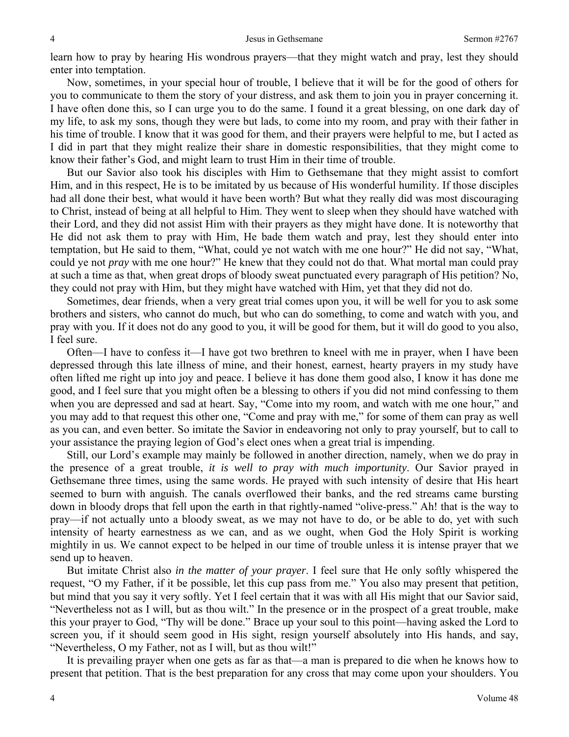learn how to pray by hearing His wondrous prayers—that they might watch and pray, lest they should enter into temptation.

Now, sometimes, in your special hour of trouble, I believe that it will be for the good of others for you to communicate to them the story of your distress, and ask them to join you in prayer concerning it. I have often done this, so I can urge you to do the same. I found it a great blessing, on one dark day of my life, to ask my sons, though they were but lads, to come into my room, and pray with their father in his time of trouble. I know that it was good for them, and their prayers were helpful to me, but I acted as I did in part that they might realize their share in domestic responsibilities, that they might come to know their father's God, and might learn to trust Him in their time of trouble.

But our Savior also took his disciples with Him to Gethsemane that they might assist to comfort Him, and in this respect, He is to be imitated by us because of His wonderful humility. If those disciples had all done their best, what would it have been worth? But what they really did was most discouraging to Christ, instead of being at all helpful to Him. They went to sleep when they should have watched with their Lord, and they did not assist Him with their prayers as they might have done. It is noteworthy that He did not ask them to pray with Him, He bade them watch and pray, lest they should enter into temptation, but He said to them, "What, could ye not watch with me one hour?" He did not say, "What, could ye not *pray* with me one hour?" He knew that they could not do that. What mortal man could pray at such a time as that, when great drops of bloody sweat punctuated every paragraph of His petition? No, they could not pray with Him, but they might have watched with Him, yet that they did not do.

Sometimes, dear friends, when a very great trial comes upon you, it will be well for you to ask some brothers and sisters, who cannot do much, but who can do something, to come and watch with you, and pray with you. If it does not do any good to you, it will be good for them, but it will do good to you also, I feel sure.

Often—I have to confess it—I have got two brethren to kneel with me in prayer, when I have been depressed through this late illness of mine, and their honest, earnest, hearty prayers in my study have often lifted me right up into joy and peace. I believe it has done them good also, I know it has done me good, and I feel sure that you might often be a blessing to others if you did not mind confessing to them when you are depressed and sad at heart. Say, "Come into my room, and watch with me one hour," and you may add to that request this other one, "Come and pray with me," for some of them can pray as well as you can, and even better. So imitate the Savior in endeavoring not only to pray yourself, but to call to your assistance the praying legion of God's elect ones when a great trial is impending.

Still, our Lord's example may mainly be followed in another direction, namely, when we do pray in the presence of a great trouble, *it is well to pray with much importunity*. Our Savior prayed in Gethsemane three times, using the same words. He prayed with such intensity of desire that His heart seemed to burn with anguish. The canals overflowed their banks, and the red streams came bursting down in bloody drops that fell upon the earth in that rightly-named "olive-press." Ah! that is the way to pray—if not actually unto a bloody sweat, as we may not have to do, or be able to do, yet with such intensity of hearty earnestness as we can, and as we ought, when God the Holy Spirit is working mightily in us. We cannot expect to be helped in our time of trouble unless it is intense prayer that we send up to heaven.

But imitate Christ also *in the matter of your prayer*. I feel sure that He only softly whispered the request, "O my Father, if it be possible, let this cup pass from me." You also may present that petition, but mind that you say it very softly. Yet I feel certain that it was with all His might that our Savior said, "Nevertheless not as I will, but as thou wilt." In the presence or in the prospect of a great trouble, make this your prayer to God, "Thy will be done." Brace up your soul to this point—having asked the Lord to screen you, if it should seem good in His sight, resign yourself absolutely into His hands, and say, "Nevertheless, O my Father, not as I will, but as thou wilt!"

It is prevailing prayer when one gets as far as that—a man is prepared to die when he knows how to present that petition. That is the best preparation for any cross that may come upon your shoulders. You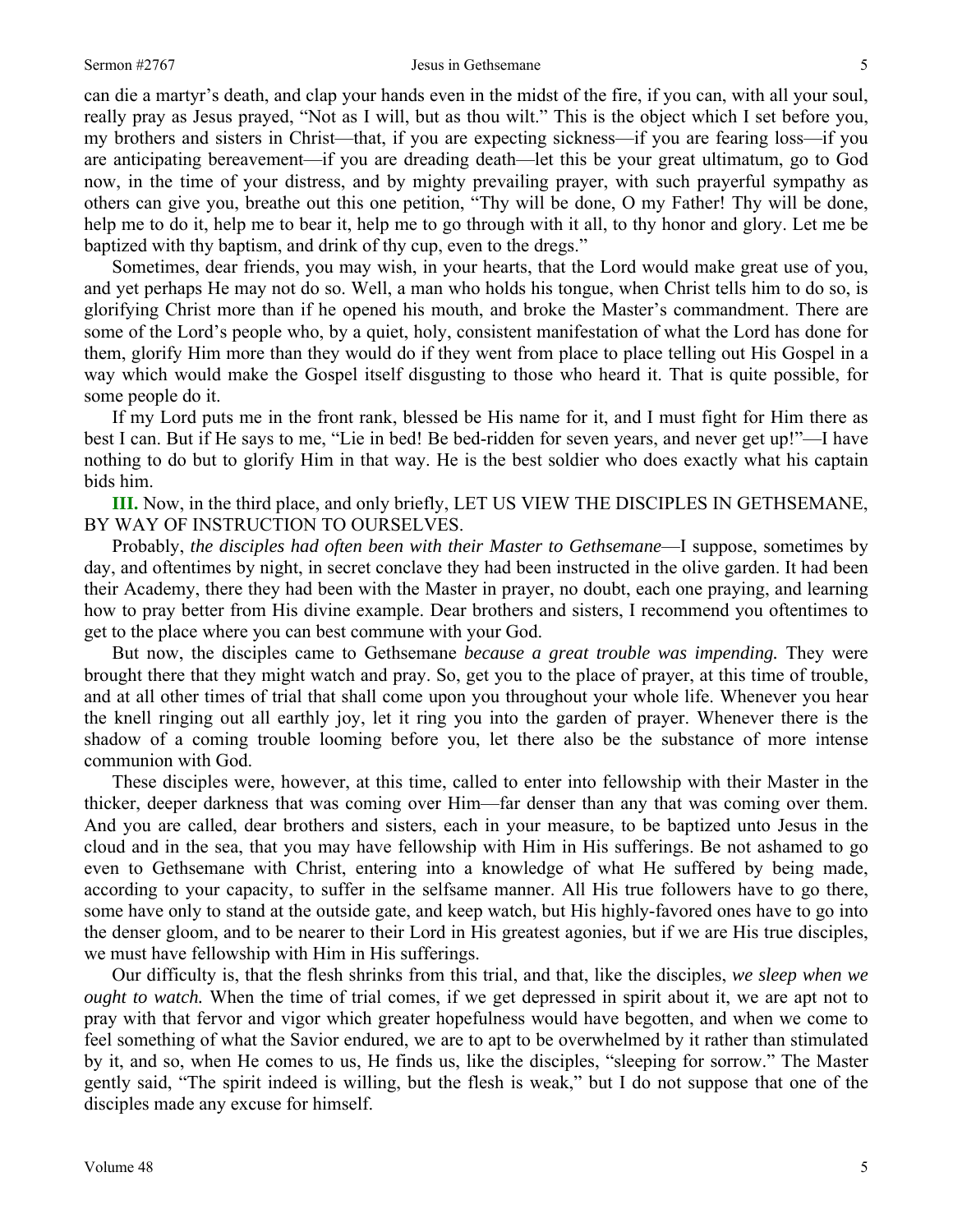can die a martyr's death, and clap your hands even in the midst of the fire, if you can, with all your soul, really pray as Jesus prayed, "Not as I will, but as thou wilt." This is the object which I set before you, my brothers and sisters in Christ—that, if you are expecting sickness—if you are fearing loss—if you are anticipating bereavement—if you are dreading death—let this be your great ultimatum, go to God now, in the time of your distress, and by mighty prevailing prayer, with such prayerful sympathy as others can give you, breathe out this one petition, "Thy will be done, O my Father! Thy will be done, help me to do it, help me to bear it, help me to go through with it all, to thy honor and glory. Let me be baptized with thy baptism, and drink of thy cup, even to the dregs."

Sometimes, dear friends, you may wish, in your hearts, that the Lord would make great use of you, and yet perhaps He may not do so. Well, a man who holds his tongue, when Christ tells him to do so, is glorifying Christ more than if he opened his mouth, and broke the Master's commandment. There are some of the Lord's people who, by a quiet, holy, consistent manifestation of what the Lord has done for them, glorify Him more than they would do if they went from place to place telling out His Gospel in a way which would make the Gospel itself disgusting to those who heard it. That is quite possible, for some people do it.

If my Lord puts me in the front rank, blessed be His name for it, and I must fight for Him there as best I can. But if He says to me, "Lie in bed! Be bed-ridden for seven years, and never get up!"—I have nothing to do but to glorify Him in that way. He is the best soldier who does exactly what his captain bids him.

**III.** Now, in the third place, and only briefly, LET US VIEW THE DISCIPLES IN GETHSEMANE, BY WAY OF INSTRUCTION TO OURSELVES.

Probably, *the disciples had often been with their Master to Gethsemane*—I suppose, sometimes by day, and oftentimes by night, in secret conclave they had been instructed in the olive garden. It had been their Academy, there they had been with the Master in prayer, no doubt, each one praying, and learning how to pray better from His divine example. Dear brothers and sisters, I recommend you oftentimes to get to the place where you can best commune with your God.

But now, the disciples came to Gethsemane *because a great trouble was impending.* They were brought there that they might watch and pray. So, get you to the place of prayer, at this time of trouble, and at all other times of trial that shall come upon you throughout your whole life. Whenever you hear the knell ringing out all earthly joy, let it ring you into the garden of prayer. Whenever there is the shadow of a coming trouble looming before you, let there also be the substance of more intense communion with God.

These disciples were, however, at this time, called to enter into fellowship with their Master in the thicker, deeper darkness that was coming over Him—far denser than any that was coming over them. And you are called, dear brothers and sisters, each in your measure, to be baptized unto Jesus in the cloud and in the sea, that you may have fellowship with Him in His sufferings. Be not ashamed to go even to Gethsemane with Christ, entering into a knowledge of what He suffered by being made, according to your capacity, to suffer in the selfsame manner. All His true followers have to go there, some have only to stand at the outside gate, and keep watch, but His highly-favored ones have to go into the denser gloom, and to be nearer to their Lord in His greatest agonies, but if we are His true disciples, we must have fellowship with Him in His sufferings.

Our difficulty is, that the flesh shrinks from this trial, and that, like the disciples, *we sleep when we ought to watch.* When the time of trial comes, if we get depressed in spirit about it, we are apt not to pray with that fervor and vigor which greater hopefulness would have begotten, and when we come to feel something of what the Savior endured, we are to apt to be overwhelmed by it rather than stimulated by it, and so, when He comes to us, He finds us, like the disciples, "sleeping for sorrow." The Master gently said, "The spirit indeed is willing, but the flesh is weak," but I do not suppose that one of the disciples made any excuse for himself.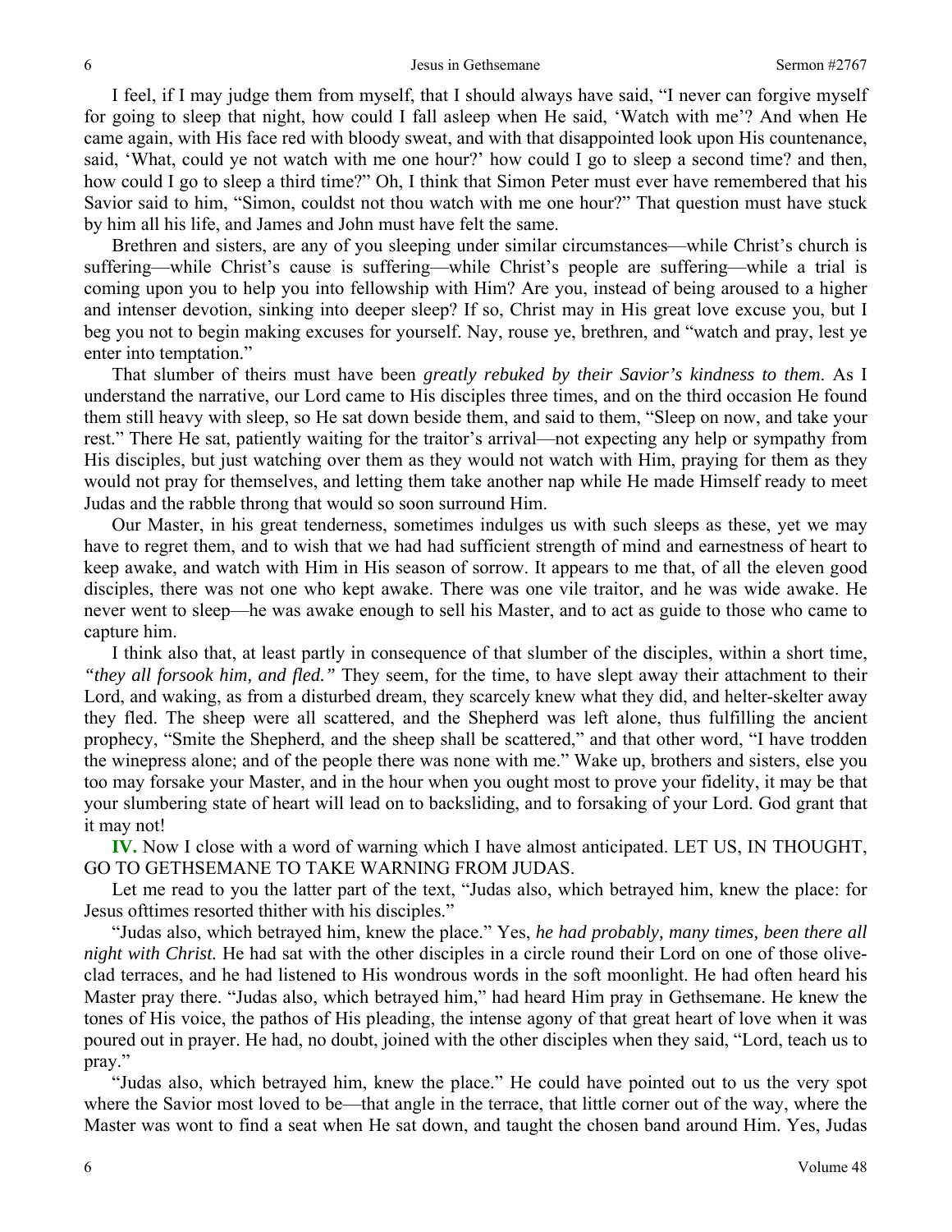I feel, if I may judge them from myself, that I should always have said, "I never can forgive myself for going to sleep that night, how could I fall asleep when He said, 'Watch with me'? And when He came again, with His face red with bloody sweat, and with that disappointed look upon His countenance, said, 'What, could ye not watch with me one hour?' how could I go to sleep a second time? and then, how could I go to sleep a third time?" Oh, I think that Simon Peter must ever have remembered that his Savior said to him, "Simon, couldst not thou watch with me one hour?" That question must have stuck by him all his life, and James and John must have felt the same.

Brethren and sisters, are any of you sleeping under similar circumstances—while Christ's church is suffering—while Christ's cause is suffering—while Christ's people are suffering—while a trial is coming upon you to help you into fellowship with Him? Are you, instead of being aroused to a higher and intenser devotion, sinking into deeper sleep? If so, Christ may in His great love excuse you, but I beg you not to begin making excuses for yourself. Nay, rouse ye, brethren, and "watch and pray, lest ye enter into temptation."

That slumber of theirs must have been *greatly rebuked by their Savior's kindness to them*. As I understand the narrative, our Lord came to His disciples three times, and on the third occasion He found them still heavy with sleep, so He sat down beside them, and said to them, "Sleep on now, and take your rest." There He sat, patiently waiting for the traitor's arrival—not expecting any help or sympathy from His disciples, but just watching over them as they would not watch with Him, praying for them as they would not pray for themselves, and letting them take another nap while He made Himself ready to meet Judas and the rabble throng that would so soon surround Him.

Our Master, in his great tenderness, sometimes indulges us with such sleeps as these, yet we may have to regret them, and to wish that we had had sufficient strength of mind and earnestness of heart to keep awake, and watch with Him in His season of sorrow. It appears to me that, of all the eleven good disciples, there was not one who kept awake. There was one vile traitor, and he was wide awake. He never went to sleep—he was awake enough to sell his Master, and to act as guide to those who came to capture him.

I think also that, at least partly in consequence of that slumber of the disciples, within a short time, *"they all forsook him, and fled."* They seem, for the time, to have slept away their attachment to their Lord, and waking, as from a disturbed dream, they scarcely knew what they did, and helter-skelter away they fled. The sheep were all scattered, and the Shepherd was left alone, thus fulfilling the ancient prophecy, "Smite the Shepherd, and the sheep shall be scattered," and that other word, "I have trodden the winepress alone; and of the people there was none with me." Wake up, brothers and sisters, else you too may forsake your Master, and in the hour when you ought most to prove your fidelity, it may be that your slumbering state of heart will lead on to backsliding, and to forsaking of your Lord. God grant that it may not!

**IV.** Now I close with a word of warning which I have almost anticipated. LET US, IN THOUGHT, GO TO GETHSEMANE TO TAKE WARNING FROM JUDAS.

Let me read to you the latter part of the text, "Judas also, which betrayed him, knew the place: for Jesus ofttimes resorted thither with his disciples."

"Judas also, which betrayed him, knew the place." Yes, *he had probably, many times, been there all night with Christ.* He had sat with the other disciples in a circle round their Lord on one of those olive-clad terraces, and he had listened to His wondrous words in the soft moonlight. He had often heard his Master pray there. "Judas also, which betrayed him," had heard Him pray in Gethsemane. He knew the tones of His voice, the pathos of His pleading, the intense agony of that great heart of love when it was poured out in prayer. He had, no doubt, joined with the other disciples when they said, "Lord, teach us to pray."

"Judas also, which betrayed him, knew the place." He could have pointed out to us the very spot where the Savior most loved to be—that angle in the terrace, that little corner out of the way, where the Master was wont to find a seat when He sat down, and taught the chosen band around Him. Yes, Judas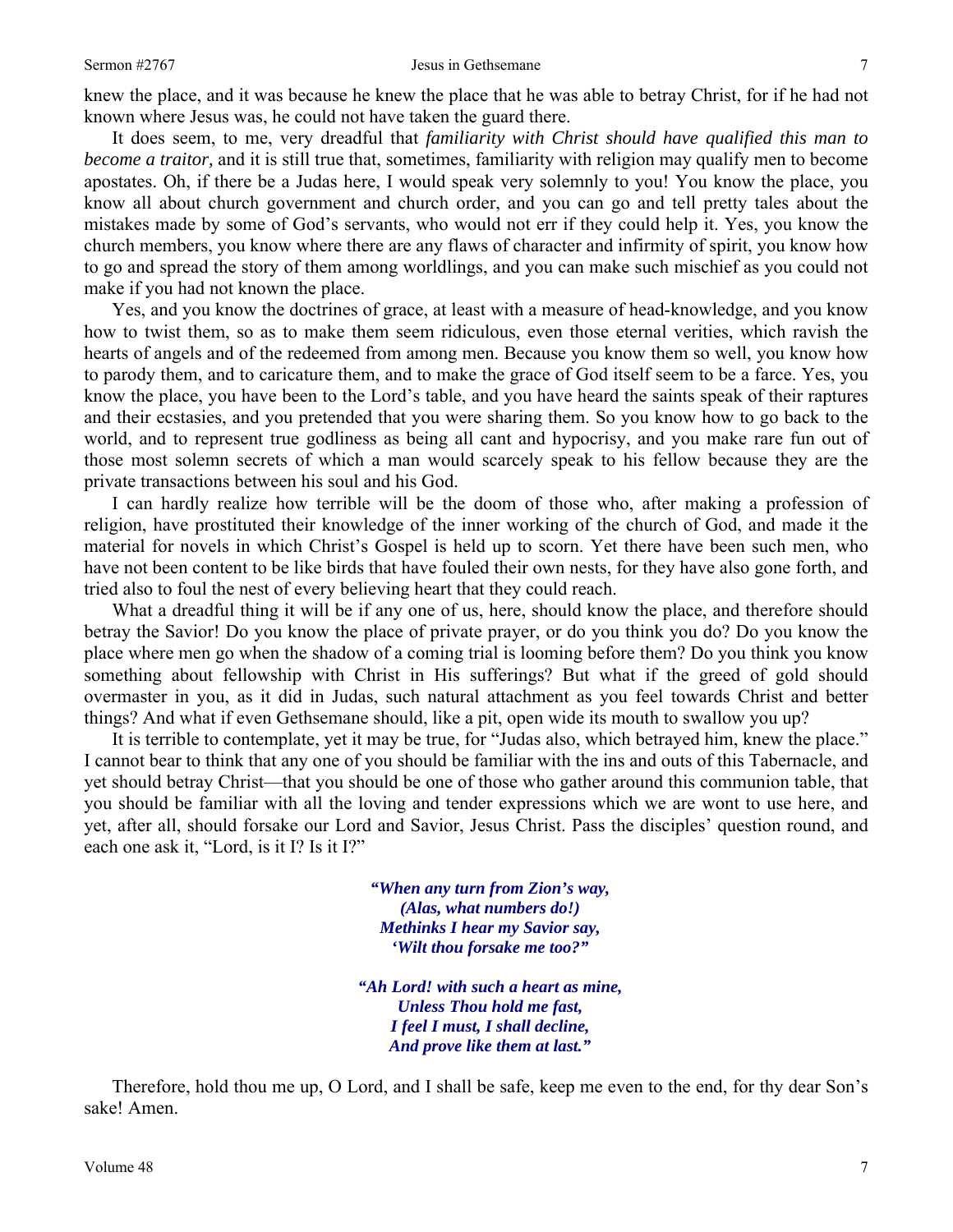knew the place, and it was because he knew the place that he was able to betray Christ, for if he had not known where Jesus was, he could not have taken the guard there.

It does seem, to me, very dreadful that *familiarity with Christ should have qualified this man to become a traitor,* and it is still true that, sometimes, familiarity with religion may qualify men to become apostates. Oh, if there be a Judas here, I would speak very solemnly to you! You know the place, you know all about church government and church order, and you can go and tell pretty tales about the mistakes made by some of God's servants, who would not err if they could help it. Yes, you know the church members, you know where there are any flaws of character and infirmity of spirit, you know how to go and spread the story of them among worldlings, and you can make such mischief as you could not make if you had not known the place.

Yes, and you know the doctrines of grace, at least with a measure of head-knowledge, and you know how to twist them, so as to make them seem ridiculous, even those eternal verities, which ravish the hearts of angels and of the redeemed from among men. Because you know them so well, you know how to parody them, and to caricature them, and to make the grace of God itself seem to be a farce. Yes, you know the place, you have been to the Lord's table, and you have heard the saints speak of their raptures and their ecstasies, and you pretended that you were sharing them. So you know how to go back to the world, and to represent true godliness as being all cant and hypocrisy, and you make rare fun out of those most solemn secrets of which a man would scarcely speak to his fellow because they are the private transactions between his soul and his God.

I can hardly realize how terrible will be the doom of those who, after making a profession of religion, have prostituted their knowledge of the inner working of the church of God, and made it the material for novels in which Christ's Gospel is held up to scorn. Yet there have been such men, who have not been content to be like birds that have fouled their own nests, for they have also gone forth, and tried also to foul the nest of every believing heart that they could reach.

What a dreadful thing it will be if any one of us, here, should know the place, and therefore should betray the Savior! Do you know the place of private prayer, or do you think you do? Do you know the place where men go when the shadow of a coming trial is looming before them? Do you think you know something about fellowship with Christ in His sufferings? But what if the greed of gold should overmaster in you, as it did in Judas, such natural attachment as you feel towards Christ and better things? And what if even Gethsemane should, like a pit, open wide its mouth to swallow you up?

It is terrible to contemplate, yet it may be true, for "Judas also, which betrayed him, knew the place." I cannot bear to think that any one of you should be familiar with the ins and outs of this Tabernacle, and yet should betray Christ—that you should be one of those who gather around this communion table, that you should be familiar with all the loving and tender expressions which we are wont to use here, and yet, after all, should forsake our Lord and Savior, Jesus Christ. Pass the disciples' question round, and each one ask it, "Lord, is it I? Is it I?"

***"When any turn from Zion's way,***
***(Alas, what numbers do!)***
***Methinks I hear my Savior say,***
***'Wilt thou forsake me too?"***

***"Ah Lord! with such a heart as mine,***
***Unless Thou hold me fast,***
***I feel I must, I shall decline,***
***And prove like them at last."***

Therefore, hold thou me up, O Lord, and I shall be safe, keep me even to the end, for thy dear Son's sake! Amen.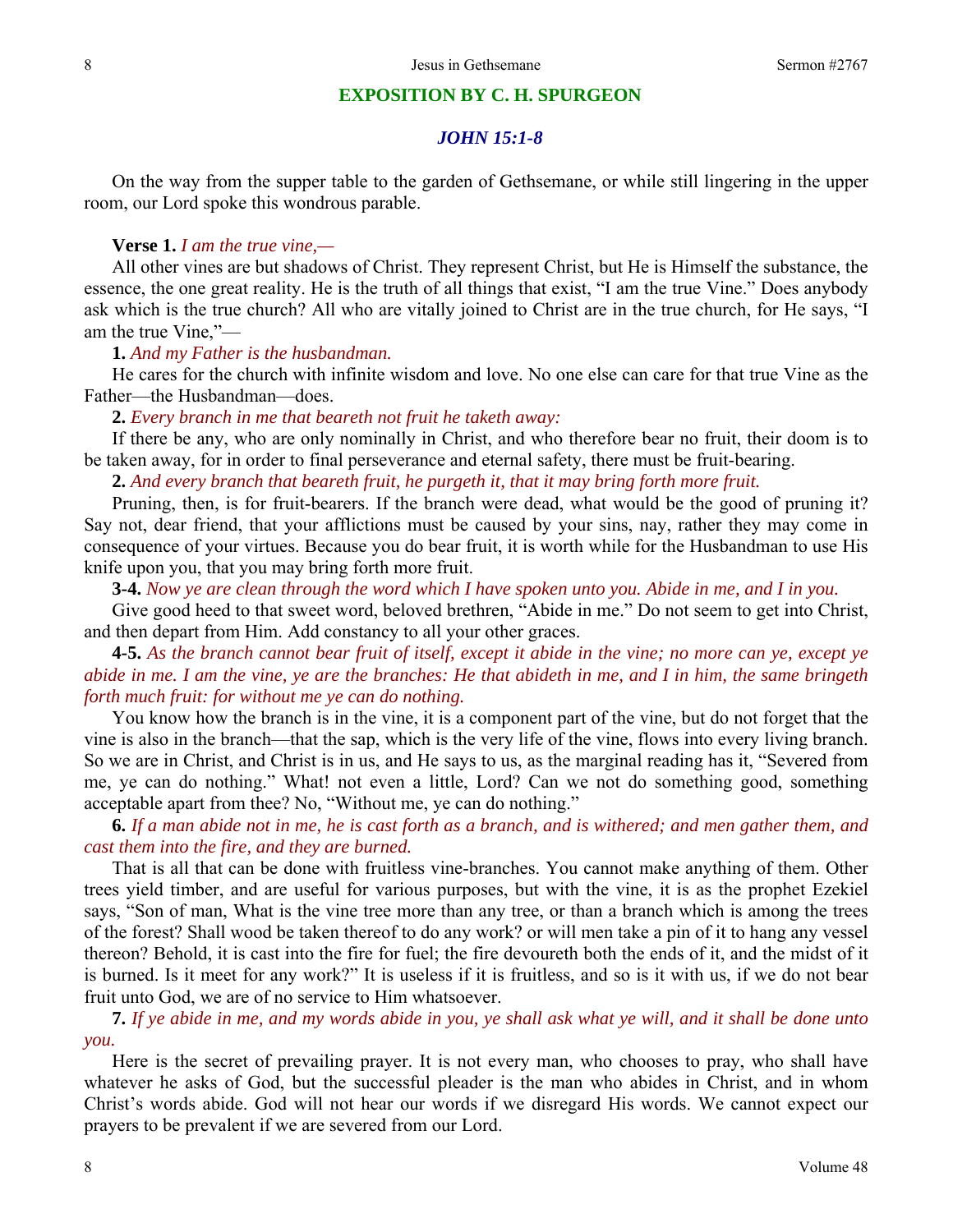## EXPOSITION BY C. H. SPURGEON

### *JOHN 15:1-8*

On the way from the supper table to the garden of Gethsemane, or while still lingering in the upper room, our Lord spoke this wondrous parable.

**Verse 1.** *I am the true vine,—*

All other vines are but shadows of Christ. They represent Christ, but He is Himself the substance, the essence, the one great reality. He is the truth of all things that exist, "I am the true Vine." Does anybody ask which is the true church? All who are vitally joined to Christ are in the true church, for He says, "I am the true Vine,"—

**1.** *And my Father is the husbandman.*

He cares for the church with infinite wisdom and love. No one else can care for that true Vine as the Father—the Husbandman—does.

**2.** *Every branch in me that beareth not fruit he taketh away:*

If there be any, who are only nominally in Christ, and who therefore bear no fruit, their doom is to be taken away, for in order to final perseverance and eternal safety, there must be fruit-bearing.

**2.** *And every branch that beareth fruit, he purgeth it, that it may bring forth more fruit.*

Pruning, then, is for fruit-bearers. If the branch were dead, what would be the good of pruning it? Say not, dear friend, that your afflictions must be caused by your sins, nay, rather they may come in consequence of your virtues. Because you do bear fruit, it is worth while for the Husbandman to use His knife upon you, that you may bring forth more fruit.

**3-4.** *Now ye are clean through the word which I have spoken unto you. Abide in me, and I in you.*

Give good heed to that sweet word, beloved brethren, "Abide in me." Do not seem to get into Christ, and then depart from Him. Add constancy to all your other graces.

**4-5.** *As the branch cannot bear fruit of itself, except it abide in the vine; no more can ye, except ye abide in me. I am the vine, ye are the branches: He that abideth in me, and I in him, the same bringeth forth much fruit: for without me ye can do nothing.*

You know how the branch is in the vine, it is a component part of the vine, but do not forget that the vine is also in the branch—that the sap, which is the very life of the vine, flows into every living branch. So we are in Christ, and Christ is in us, and He says to us, as the marginal reading has it, "Severed from me, ye can do nothing." What! not even a little, Lord? Can we not do something good, something acceptable apart from thee? No, "Without me, ye can do nothing."

**6.** *If a man abide not in me, he is cast forth as a branch, and is withered; and men gather them, and cast them into the fire, and they are burned.*

That is all that can be done with fruitless vine-branches. You cannot make anything of them. Other trees yield timber, and are useful for various purposes, but with the vine, it is as the prophet Ezekiel says, "Son of man, What is the vine tree more than any tree, or than a branch which is among the trees of the forest? Shall wood be taken thereof to do any work? or will men take a pin of it to hang any vessel thereon? Behold, it is cast into the fire for fuel; the fire devoureth both the ends of it, and the midst of it is burned. Is it meet for any work?" It is useless if it is fruitless, and so is it with us, if we do not bear fruit unto God, we are of no service to Him whatsoever.

**7.** *If ye abide in me, and my words abide in you, ye shall ask what ye will, and it shall be done unto you.*

Here is the secret of prevailing prayer. It is not every man, who chooses to pray, who shall have whatever he asks of God, but the successful pleader is the man who abides in Christ, and in whom Christ's words abide. God will not hear our words if we disregard His words. We cannot expect our prayers to be prevalent if we are severed from our Lord.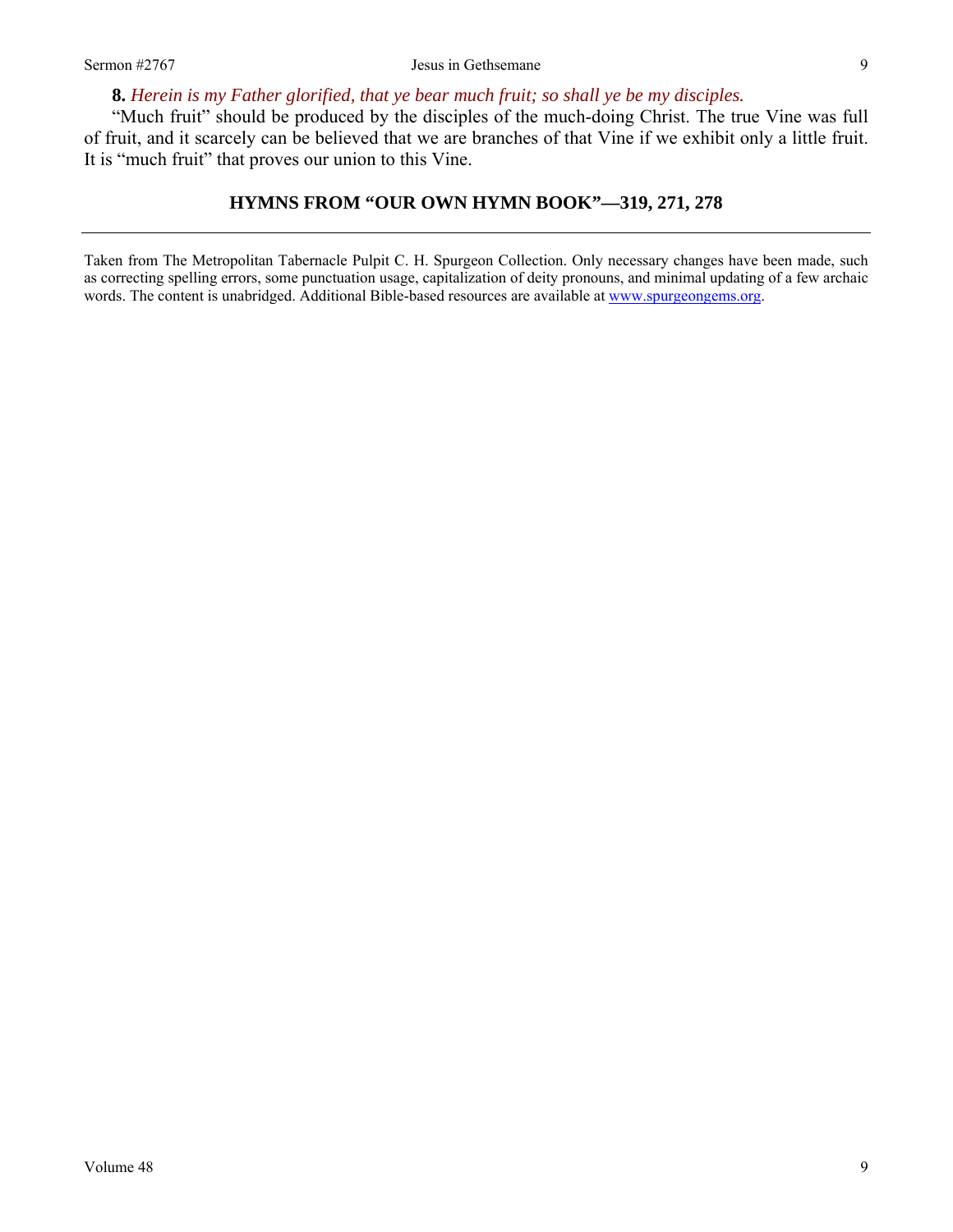**8.** *Herein is my Father glorified, that ye bear much fruit; so shall ye be my disciples.*

"Much fruit" should be produced by the disciples of the much-doing Christ. The true Vine was full of fruit, and it scarcely can be believed that we are branches of that Vine if we exhibit only a little fruit. It is "much fruit" that proves our union to this Vine.

## HYMNS FROM "OUR OWN HYMN BOOK"—319, 271, 278

---

Taken from The Metropolitan Tabernacle Pulpit C. H. Spurgeon Collection. Only necessary changes have been made, such as correcting spelling errors, some punctuation usage, capitalization of deity pronouns, and minimal updating of a few archaic words. The content is unabridged. Additional Bible-based resources are available at www.spurgeongems.org.